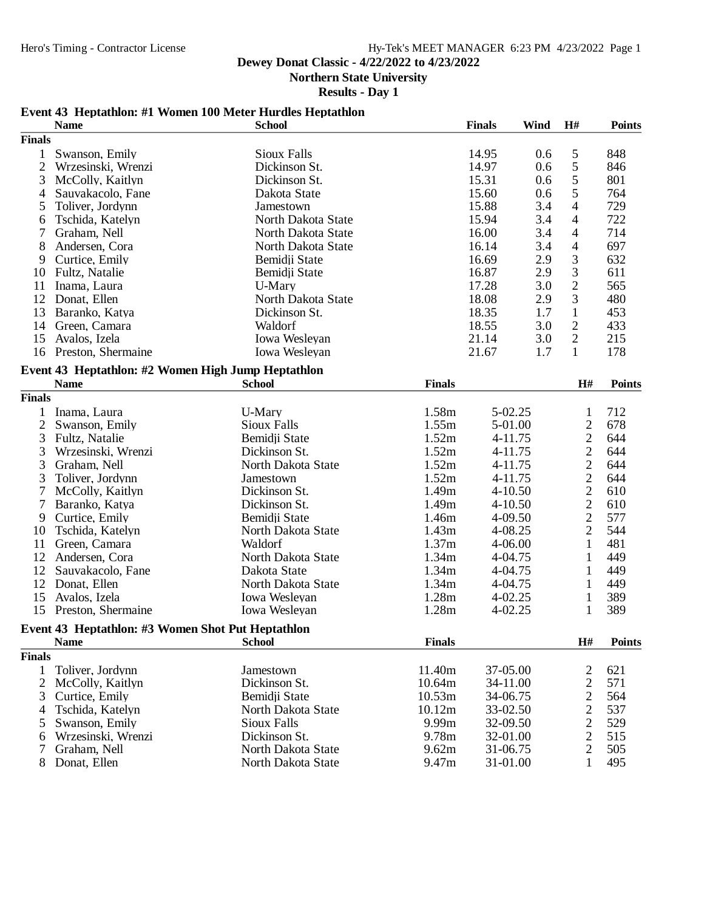Hero's Timing - Contractor License

Hy-Tek's MEET MANAGER 6:23 PM 4/23/2022

# Dewey Donat Classic - 4/22/2022 to 4/23/2022

## Northern State University

### Results - Day 1

### Event 43 Heptathlon: #1 Women 100 Meter Hurdles Heptathlon

| | Name | School | Finals | Wind | H# | Points |
|---|---|---|---|---|---|---|
| **Finals** | | | | | | |
| 1 | Swanson, Emily | Sioux Falls | 14.95 | 0.6 | 5 | 848 |
| 2 | Wrzesinski, Wrenzi | Dickinson St. | 14.97 | 0.6 | 5 | 846 |
| 3 | McColly, Kaitlyn | Dickinson St. | 15.31 | 0.6 | 5 | 801 |
| 4 | Sauvakacolo, Fane | Dakota State | 15.60 | 0.6 | 5 | 764 |
| 5 | Toliver, Jordynn | Jamestown | 15.88 | 3.4 | 4 | 729 |
| 6 | Tschida, Katelyn | North Dakota State | 15.94 | 3.4 | 4 | 722 |
| 7 | Graham, Nell | North Dakota State | 16.00 | 3.4 | 4 | 714 |
| 8 | Andersen, Cora | North Dakota State | 16.14 | 3.4 | 4 | 697 |
| 9 | Curtice, Emily | Bemidji State | 16.69 | 2.9 | 3 | 632 |
| 10 | Fultz, Natalie | Bemidji State | 16.87 | 2.9 | 3 | 611 |
| 11 | Inama, Laura | U-Mary | 17.28 | 3.0 | 2 | 565 |
| 12 | Donat, Ellen | North Dakota State | 18.08 | 2.9 | 3 | 480 |
| 13 | Baranko, Katya | Dickinson St. | 18.35 | 1.7 | 1 | 453 |
| 14 | Green, Camara | Waldorf | 18.55 | 3.0 | 2 | 433 |
| 15 | Avalos, Izela | Iowa Wesleyan | 21.14 | 3.0 | 2 | 215 |
| 16 | Preston, Shermaine | Iowa Wesleyan | 21.67 | 1.7 | 1 | 178 |

### Event 43 Heptathlon: #2 Women High Jump Heptathlon

| | Name | School | Finals | | H# | Points |
|---|---|---|---|---|---|---|
| **Finals** | | | | | | |
| 1 | Inama, Laura | U-Mary | 1.58m | 5-02.25 | 1 | 712 |
| 2 | Swanson, Emily | Sioux Falls | 1.55m | 5-01.00 | 2 | 678 |
| 3 | Fultz, Natalie | Bemidji State | 1.52m | 4-11.75 | 2 | 644 |
| 3 | Wrzesinski, Wrenzi | Dickinson St. | 1.52m | 4-11.75 | 2 | 644 |
| 3 | Graham, Nell | North Dakota State | 1.52m | 4-11.75 | 2 | 644 |
| 3 | Toliver, Jordynn | Jamestown | 1.52m | 4-11.75 | 2 | 644 |
| 7 | McColly, Kaitlyn | Dickinson St. | 1.49m | 4-10.50 | 2 | 610 |
| 7 | Baranko, Katya | Dickinson St. | 1.49m | 4-10.50 | 2 | 610 |
| 9 | Curtice, Emily | Bemidji State | 1.46m | 4-09.50 | 2 | 577 |
| 10 | Tschida, Katelyn | North Dakota State | 1.43m | 4-08.25 | 2 | 544 |
| 11 | Green, Camara | Waldorf | 1.37m | 4-06.00 | 1 | 481 |
| 12 | Andersen, Cora | North Dakota State | 1.34m | 4-04.75 | 1 | 449 |
| 12 | Sauvakacolo, Fane | Dakota State | 1.34m | 4-04.75 | 1 | 449 |
| 12 | Donat, Ellen | North Dakota State | 1.34m | 4-04.75 | 1 | 449 |
| 15 | Avalos, Izela | Iowa Wesleyan | 1.28m | 4-02.25 | 1 | 389 |
| 15 | Preston, Shermaine | Iowa Wesleyan | 1.28m | 4-02.25 | 1 | 389 |

### Event 43 Heptathlon: #3 Women Shot Put Heptathlon

| | Name | School | Finals | | H# | Points |
|---|---|---|---|---|---|---|
| **Finals** | | | | | | |
| 1 | Toliver, Jordynn | Jamestown | 11.40m | 37-05.00 | 2 | 621 |
| 2 | McColly, Kaitlyn | Dickinson St. | 10.64m | 34-11.00 | 2 | 571 |
| 3 | Curtice, Emily | Bemidji State | 10.53m | 34-06.75 | 2 | 564 |
| 4 | Tschida, Katelyn | North Dakota State | 10.12m | 33-02.50 | 2 | 537 |
| 5 | Swanson, Emily | Sioux Falls | 9.99m | 32-09.50 | 2 | 529 |
| 6 | Wrzesinski, Wrenzi | Dickinson St. | 9.78m | 32-01.00 | 2 | 515 |
| 7 | Graham, Nell | North Dakota State | 9.62m | 31-06.75 | 2 | 505 |
| 8 | Donat, Ellen | North Dakota State | 9.47m | 31-01.00 | 1 | 495 |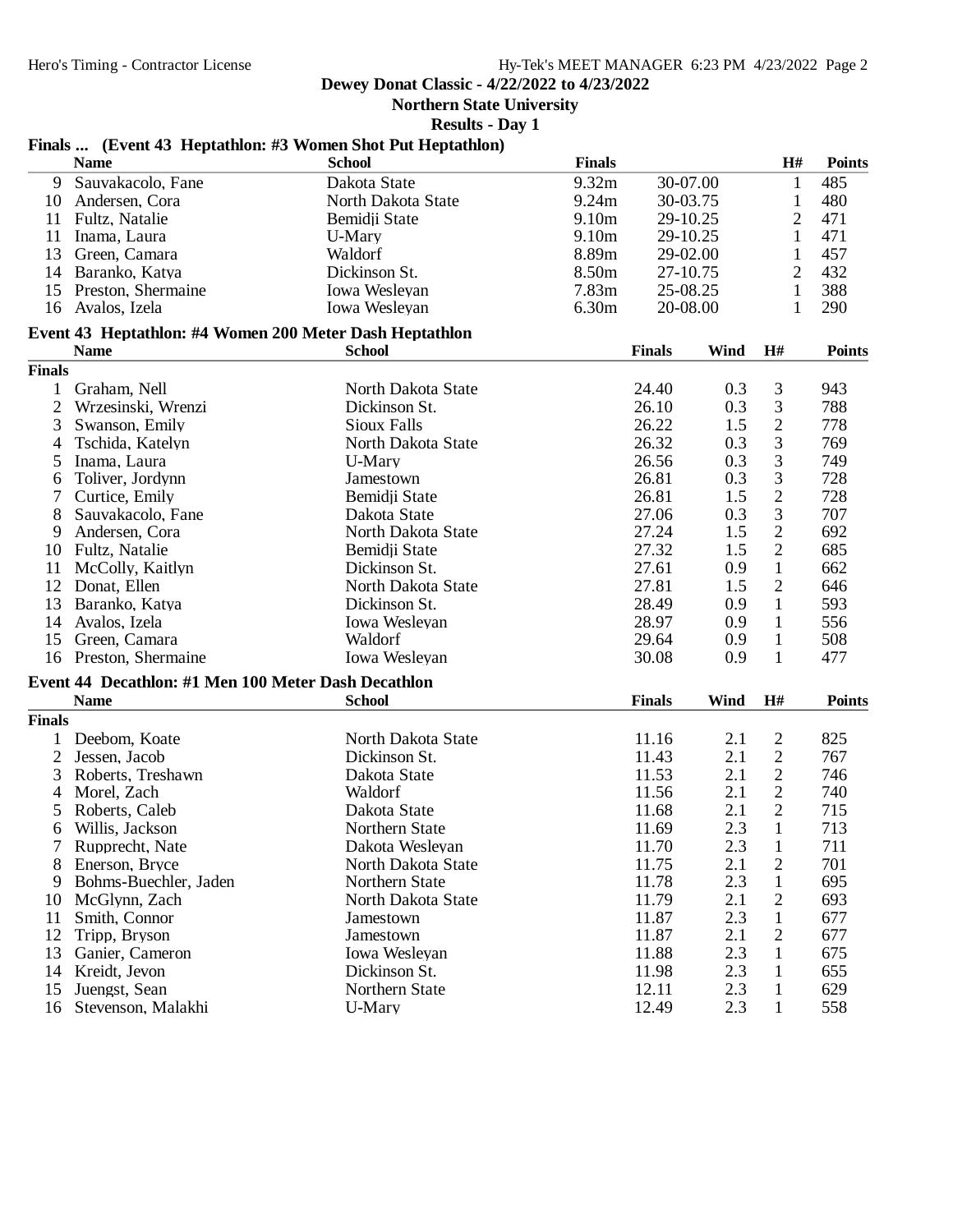Dewey Donat Classic - 4/22/2022 to 4/23/2022

Northern State University

Results - Day 1

### Finals ... (Event 43 Heptathlon: #3 Women Shot Put Heptathlon)

| | Name | School | Finals | | H# | Points |
|---|---|---|---|---|---|---|
| 9 | Sauvakacolo, Fane | Dakota State | 9.32m | 30-07.00 | 1 | 485 |
| 10 | Andersen, Cora | North Dakota State | 9.24m | 30-03.75 | 1 | 480 |
| 11 | Fultz, Natalie | Bemidji State | 9.10m | 29-10.25 | 2 | 471 |
| 11 | Inama, Laura | U-Mary | 9.10m | 29-10.25 | 1 | 471 |
| 13 | Green, Camara | Waldorf | 8.89m | 29-02.00 | 1 | 457 |
| 14 | Baranko, Katya | Dickinson St. | 8.50m | 27-10.75 | 2 | 432 |
| 15 | Preston, Shermaine | Iowa Wesleyan | 7.83m | 25-08.25 | 1 | 388 |
| 16 | Avalos, Izela | Iowa Wesleyan | 6.30m | 20-08.00 | 1 | 290 |

### Event 43 Heptathlon: #4 Women 200 Meter Dash Heptathlon

| | Name | School | Finals | Wind | H# | Points |
|---|---|---|---|---|---|---|
| **Finals** | | | | | | |
| 1 | Graham, Nell | North Dakota State | 24.40 | 0.3 | 3 | 943 |
| 2 | Wrzesinski, Wrenzi | Dickinson St. | 26.10 | 0.3 | 3 | 788 |
| 3 | Swanson, Emily | Sioux Falls | 26.22 | 1.5 | 2 | 778 |
| 4 | Tschida, Katelyn | North Dakota State | 26.32 | 0.3 | 3 | 769 |
| 5 | Inama, Laura | U-Mary | 26.56 | 0.3 | 3 | 749 |
| 6 | Toliver, Jordynn | Jamestown | 26.81 | 0.3 | 3 | 728 |
| 7 | Curtice, Emily | Bemidji State | 26.81 | 1.5 | 2 | 728 |
| 8 | Sauvakacolo, Fane | Dakota State | 27.06 | 0.3 | 3 | 707 |
| 9 | Andersen, Cora | North Dakota State | 27.24 | 1.5 | 2 | 692 |
| 10 | Fultz, Natalie | Bemidji State | 27.32 | 1.5 | 2 | 685 |
| 11 | McColly, Kaitlyn | Dickinson St. | 27.61 | 0.9 | 1 | 662 |
| 12 | Donat, Ellen | North Dakota State | 27.81 | 1.5 | 2 | 646 |
| 13 | Baranko, Katya | Dickinson St. | 28.49 | 0.9 | 1 | 593 |
| 14 | Avalos, Izela | Iowa Wesleyan | 28.97 | 0.9 | 1 | 556 |
| 15 | Green, Camara | Waldorf | 29.64 | 0.9 | 1 | 508 |
| 16 | Preston, Shermaine | Iowa Wesleyan | 30.08 | 0.9 | 1 | 477 |

### Event 44 Decathlon: #1 Men 100 Meter Dash Decathlon

| | Name | School | Finals | Wind | H# | Points |
|---|---|---|---|---|---|---|
| **Finals** | | | | | | |
| 1 | Deebom, Koate | North Dakota State | 11.16 | 2.1 | 2 | 825 |
| 2 | Jessen, Jacob | Dickinson St. | 11.43 | 2.1 | 2 | 767 |
| 3 | Roberts, Treshawn | Dakota State | 11.53 | 2.1 | 2 | 746 |
| 4 | Morel, Zach | Waldorf | 11.56 | 2.1 | 2 | 740 |
| 5 | Roberts, Caleb | Dakota State | 11.68 | 2.1 | 2 | 715 |
| 6 | Willis, Jackson | Northern State | 11.69 | 2.3 | 1 | 713 |
| 7 | Rupprecht, Nate | Dakota Wesleyan | 11.70 | 2.3 | 1 | 711 |
| 8 | Enerson, Bryce | North Dakota State | 11.75 | 2.1 | 2 | 701 |
| 9 | Bohms-Buechler, Jaden | Northern State | 11.78 | 2.3 | 1 | 695 |
| 10 | McGlynn, Zach | North Dakota State | 11.79 | 2.1 | 2 | 693 |
| 11 | Smith, Connor | Jamestown | 11.87 | 2.3 | 1 | 677 |
| 12 | Tripp, Bryson | Jamestown | 11.87 | 2.1 | 2 | 677 |
| 13 | Ganier, Cameron | Iowa Wesleyan | 11.88 | 2.3 | 1 | 675 |
| 14 | Kreidt, Jevon | Dickinson St. | 11.98 | 2.3 | 1 | 655 |
| 15 | Juengst, Sean | Northern State | 12.11 | 2.3 | 1 | 629 |
| 16 | Stevenson, Malakhi | U-Mary | 12.49 | 2.3 | 1 | 558 |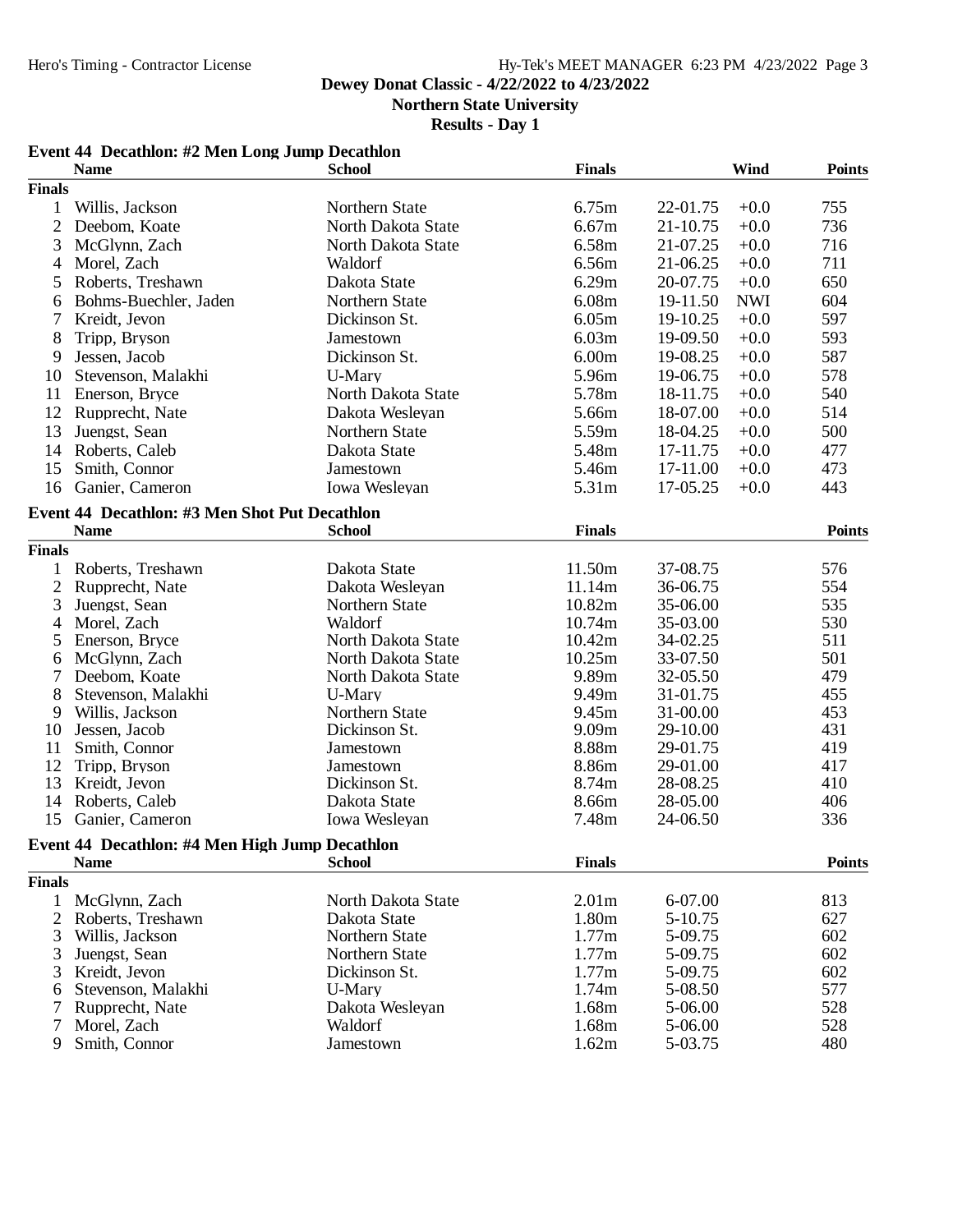**Dewey Donat Classic - 4/22/2022 to 4/23/2022**

**Northern State University**

**Results - Day 1**

### Event 44 Decathlon: #2 Men Long Jump Decathlon

| | Name | School | Finals | | Wind | Points |
|---|---|---|---|---|---|---|
| **Finals** | | | | | | |
| 1 | Willis, Jackson | Northern State | 6.75m | 22-01.75 | +0.0 | 755 |
| 2 | Deebom, Koate | North Dakota State | 6.67m | 21-10.75 | +0.0 | 736 |
| 3 | McGlynn, Zach | North Dakota State | 6.58m | 21-07.25 | +0.0 | 716 |
| 4 | Morel, Zach | Waldorf | 6.56m | 21-06.25 | +0.0 | 711 |
| 5 | Roberts, Treshawn | Dakota State | 6.29m | 20-07.75 | +0.0 | 650 |
| 6 | Bohms-Buechler, Jaden | Northern State | 6.08m | 19-11.50 | NWI | 604 |
| 7 | Kreidt, Jevon | Dickinson St. | 6.05m | 19-10.25 | +0.0 | 597 |
| 8 | Tripp, Bryson | Jamestown | 6.03m | 19-09.50 | +0.0 | 593 |
| 9 | Jessen, Jacob | Dickinson St. | 6.00m | 19-08.25 | +0.0 | 587 |
| 10 | Stevenson, Malakhi | U-Mary | 5.96m | 19-06.75 | +0.0 | 578 |
| 11 | Enerson, Bryce | North Dakota State | 5.78m | 18-11.75 | +0.0 | 540 |
| 12 | Rupprecht, Nate | Dakota Wesleyan | 5.66m | 18-07.00 | +0.0 | 514 |
| 13 | Juengst, Sean | Northern State | 5.59m | 18-04.25 | +0.0 | 500 |
| 14 | Roberts, Caleb | Dakota State | 5.48m | 17-11.75 | +0.0 | 477 |
| 15 | Smith, Connor | Jamestown | 5.46m | 17-11.00 | +0.0 | 473 |
| 16 | Ganier, Cameron | Iowa Wesleyan | 5.31m | 17-05.25 | +0.0 | 443 |

### Event 44 Decathlon: #3 Men Shot Put Decathlon

| | Name | School | Finals | | Points |
|---|---|---|---|---|---|
| **Finals** | | | | | |
| 1 | Roberts, Treshawn | Dakota State | 11.50m | 37-08.75 | 576 |
| 2 | Rupprecht, Nate | Dakota Wesleyan | 11.14m | 36-06.75 | 554 |
| 3 | Juengst, Sean | Northern State | 10.82m | 35-06.00 | 535 |
| 4 | Morel, Zach | Waldorf | 10.74m | 35-03.00 | 530 |
| 5 | Enerson, Bryce | North Dakota State | 10.42m | 34-02.25 | 511 |
| 6 | McGlynn, Zach | North Dakota State | 10.25m | 33-07.50 | 501 |
| 7 | Deebom, Koate | North Dakota State | 9.89m | 32-05.50 | 479 |
| 8 | Stevenson, Malakhi | U-Mary | 9.49m | 31-01.75 | 455 |
| 9 | Willis, Jackson | Northern State | 9.45m | 31-00.00 | 453 |
| 10 | Jessen, Jacob | Dickinson St. | 9.09m | 29-10.00 | 431 |
| 11 | Smith, Connor | Jamestown | 8.88m | 29-01.75 | 419 |
| 12 | Tripp, Bryson | Jamestown | 8.86m | 29-01.00 | 417 |
| 13 | Kreidt, Jevon | Dickinson St. | 8.74m | 28-08.25 | 410 |
| 14 | Roberts, Caleb | Dakota State | 8.66m | 28-05.00 | 406 |
| 15 | Ganier, Cameron | Iowa Wesleyan | 7.48m | 24-06.50 | 336 |

### Event 44 Decathlon: #4 Men High Jump Decathlon

| | Name | School | Finals | | Points |
|---|---|---|---|---|---|
| **Finals** | | | | | |
| 1 | McGlynn, Zach | North Dakota State | 2.01m | 6-07.00 | 813 |
| 2 | Roberts, Treshawn | Dakota State | 1.80m | 5-10.75 | 627 |
| 3 | Willis, Jackson | Northern State | 1.77m | 5-09.75 | 602 |
| 3 | Juengst, Sean | Northern State | 1.77m | 5-09.75 | 602 |
| 3 | Kreidt, Jevon | Dickinson St. | 1.77m | 5-09.75 | 602 |
| 6 | Stevenson, Malakhi | U-Mary | 1.74m | 5-08.50 | 577 |
| 7 | Rupprecht, Nate | Dakota Wesleyan | 1.68m | 5-06.00 | 528 |
| 7 | Morel, Zach | Waldorf | 1.68m | 5-06.00 | 528 |
| 9 | Smith, Connor | Jamestown | 1.62m | 5-03.75 | 480 |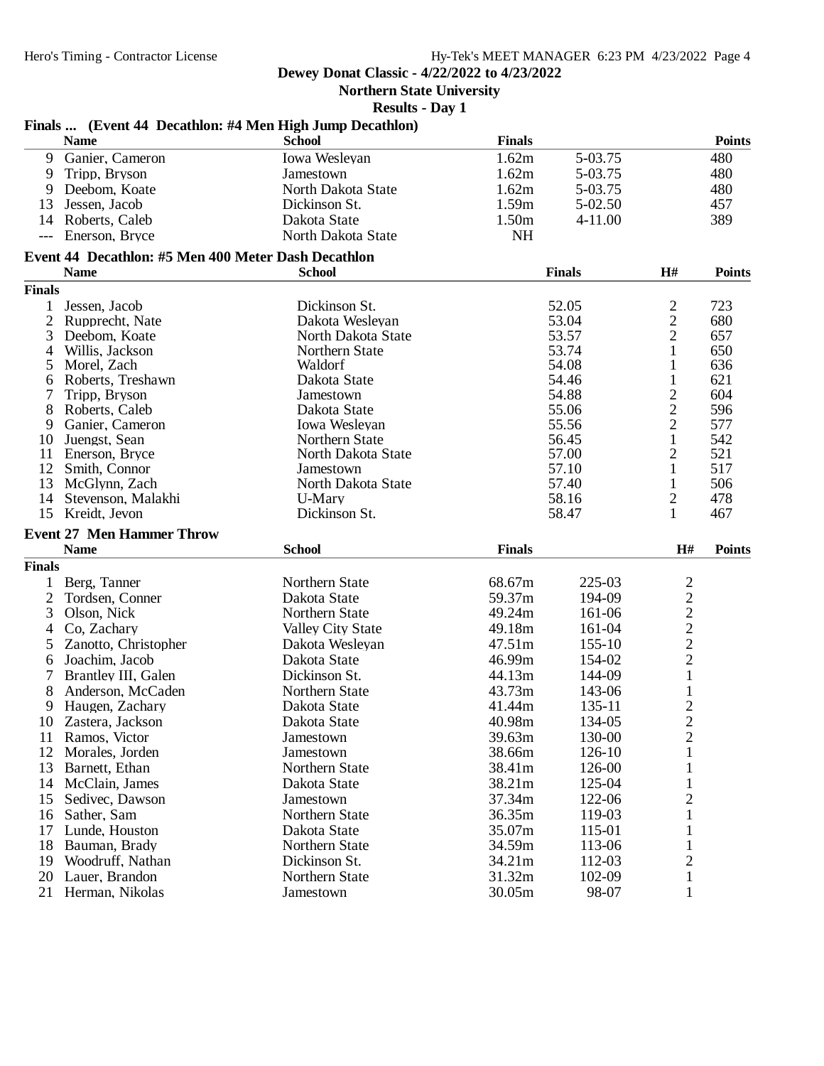**Dewey Donat Classic - 4/22/2022 to 4/23/2022**

**Northern State University**

**Results - Day 1**

### Finals ... (Event 44 Decathlon: #4 Men High Jump Decathlon)

| | Name | School | Finals | | Points |
|---|---|---|---|---|---|
| 9 | Ganier, Cameron | Iowa Wesleyan | 1.62m | 5-03.75 | 480 |
| 9 | Tripp, Bryson | Jamestown | 1.62m | 5-03.75 | 480 |
| 9 | Deebom, Koate | North Dakota State | 1.62m | 5-03.75 | 480 |
| 13 | Jessen, Jacob | Dickinson St. | 1.59m | 5-02.50 | 457 |
| 14 | Roberts, Caleb | Dakota State | 1.50m | 4-11.00 | 389 |
| --- | Enerson, Bryce | North Dakota State | NH | | |

### Event 44 Decathlon: #5 Men 400 Meter Dash Decathlon

**Finals**

| | Name | School | Finals | H# | Points |
|---|---|---|---|---|---|
| 1 | Jessen, Jacob | Dickinson St. | 52.05 | 2 | 723 |
| 2 | Rupprecht, Nate | Dakota Wesleyan | 53.04 | 2 | 680 |
| 3 | Deebom, Koate | North Dakota State | 53.57 | 2 | 657 |
| 4 | Willis, Jackson | Northern State | 53.74 | 1 | 650 |
| 5 | Morel, Zach | Waldorf | 54.08 | 1 | 636 |
| 6 | Roberts, Treshawn | Dakota State | 54.46 | 1 | 621 |
| 7 | Tripp, Bryson | Jamestown | 54.88 | 2 | 604 |
| 8 | Roberts, Caleb | Dakota State | 55.06 | 2 | 596 |
| 9 | Ganier, Cameron | Iowa Wesleyan | 55.56 | 2 | 577 |
| 10 | Juengst, Sean | Northern State | 56.45 | 1 | 542 |
| 11 | Enerson, Bryce | North Dakota State | 57.00 | 2 | 521 |
| 12 | Smith, Connor | Jamestown | 57.10 | 1 | 517 |
| 13 | McGlynn, Zach | North Dakota State | 57.40 | 1 | 506 |
| 14 | Stevenson, Malakhi | U-Mary | 58.16 | 2 | 478 |
| 15 | Kreidt, Jevon | Dickinson St. | 58.47 | 1 | 467 |

### Event 27 Men Hammer Throw

**Finals**

| | Name | School | Finals | | H# | Points |
|---|---|---|---|---|---|---|
| 1 | Berg, Tanner | Northern State | 68.67m | 225-03 | 2 | |
| 2 | Tordsen, Conner | Dakota State | 59.37m | 194-09 | 2 | |
| 3 | Olson, Nick | Northern State | 49.24m | 161-06 | 2 | |
| 4 | Co, Zachary | Valley City State | 49.18m | 161-04 | 2 | |
| 5 | Zanotto, Christopher | Dakota Wesleyan | 47.51m | 155-10 | 2 | |
| 6 | Joachim, Jacob | Dakota State | 46.99m | 154-02 | 2 | |
| 7 | Brantley III, Galen | Dickinson St. | 44.13m | 144-09 | 1 | |
| 8 | Anderson, McCaden | Northern State | 43.73m | 143-06 | 1 | |
| 9 | Haugen, Zachary | Dakota State | 41.44m | 135-11 | 2 | |
| 10 | Zastera, Jackson | Dakota State | 40.98m | 134-05 | 2 | |
| 11 | Ramos, Victor | Jamestown | 39.63m | 130-00 | 2 | |
| 12 | Morales, Jorden | Jamestown | 38.66m | 126-10 | 1 | |
| 13 | Barnett, Ethan | Northern State | 38.41m | 126-00 | 1 | |
| 14 | McClain, James | Dakota State | 38.21m | 125-04 | 1 | |
| 15 | Sedivec, Dawson | Jamestown | 37.34m | 122-06 | 2 | |
| 16 | Sather, Sam | Northern State | 36.35m | 119-03 | 1 | |
| 17 | Lunde, Houston | Dakota State | 35.07m | 115-01 | 1 | |
| 18 | Bauman, Brady | Northern State | 34.59m | 113-06 | 1 | |
| 19 | Woodruff, Nathan | Dickinson St. | 34.21m | 112-03 | 2 | |
| 20 | Lauer, Brandon | Northern State | 31.32m | 102-09 | 1 | |
| 21 | Herman, Nikolas | Jamestown | 30.05m | 98-07 | 1 | |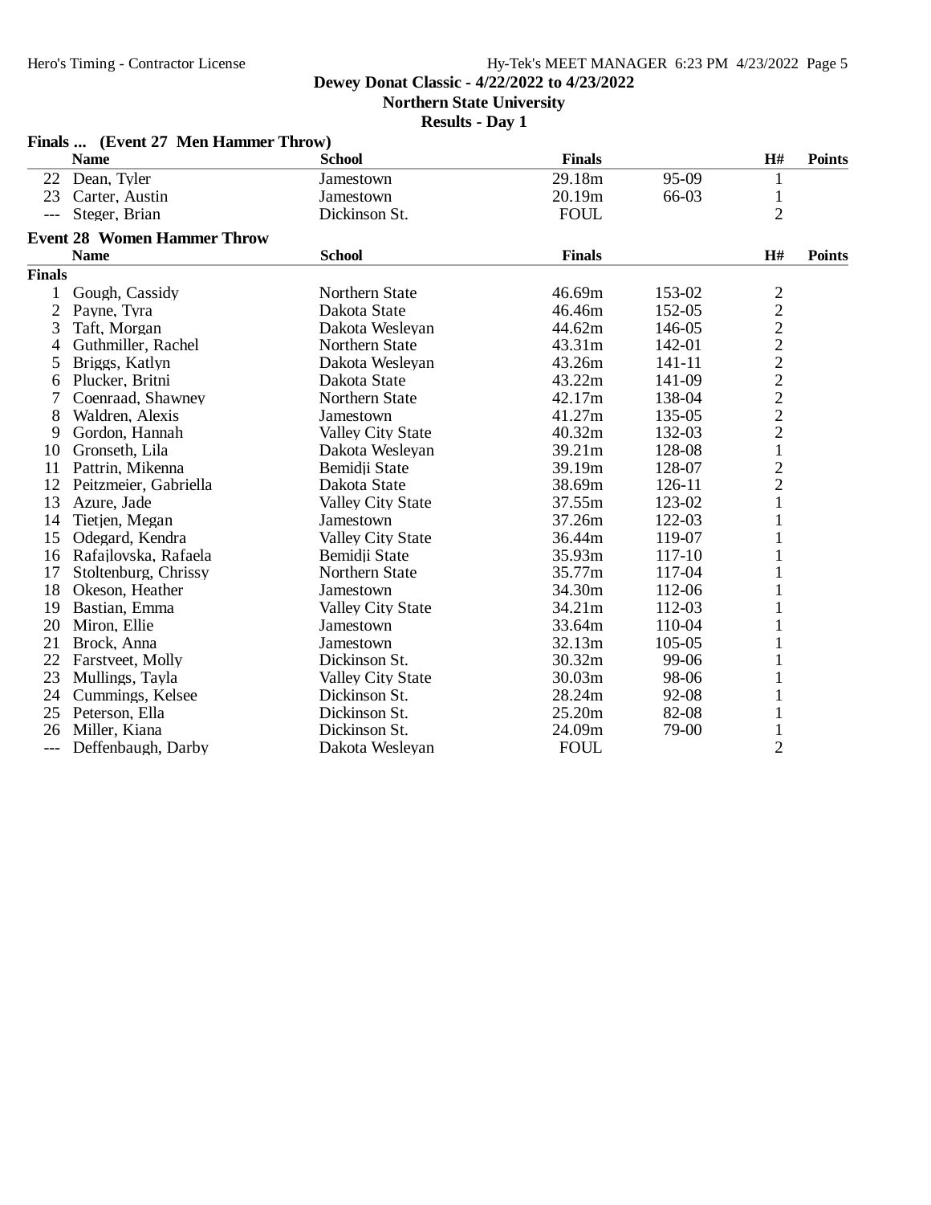### Finals ... (Event 27 Men Hammer Throw)

| | Name | School | Finals | | H# | Points |
|---|---|---|---|---|---|---|
| 22 | Dean, Tyler | Jamestown | 29.18m | 95-09 | 1 | |
| 23 | Carter, Austin | Jamestown | 20.19m | 66-03 | 1 | |
| --- | Steger, Brian | Dickinson St. | FOUL | | 2 | |

### Event 28 Women Hammer Throw

| | Name | School | Finals | | H# | Points |
|---|---|---|---|---|---|---|
| **Finals** | | | | | | |
| 1 | Gough, Cassidy | Northern State | 46.69m | 153-02 | 2 | |
| 2 | Payne, Tyra | Dakota State | 46.46m | 152-05 | 2 | |
| 3 | Taft, Morgan | Dakota Wesleyan | 44.62m | 146-05 | 2 | |
| 4 | Guthmiller, Rachel | Northern State | 43.31m | 142-01 | 2 | |
| 5 | Briggs, Katlyn | Dakota Wesleyan | 43.26m | 141-11 | 2 | |
| 6 | Plucker, Britni | Dakota State | 43.22m | 141-09 | 2 | |
| 7 | Coenraad, Shawney | Northern State | 42.17m | 138-04 | 2 | |
| 8 | Waldren, Alexis | Jamestown | 41.27m | 135-05 | 2 | |
| 9 | Gordon, Hannah | Valley City State | 40.32m | 132-03 | 2 | |
| 10 | Gronseth, Lila | Dakota Wesleyan | 39.21m | 128-08 | 1 | |
| 11 | Pattrin, Mikenna | Bemidji State | 39.19m | 128-07 | 2 | |
| 12 | Peitzmeier, Gabriella | Dakota State | 38.69m | 126-11 | 2 | |
| 13 | Azure, Jade | Valley City State | 37.55m | 123-02 | 1 | |
| 14 | Tietjen, Megan | Jamestown | 37.26m | 122-03 | 1 | |
| 15 | Odegard, Kendra | Valley City State | 36.44m | 119-07 | 1 | |
| 16 | Rafajlovska, Rafaela | Bemidji State | 35.93m | 117-10 | 1 | |
| 17 | Stoltenburg, Chrissy | Northern State | 35.77m | 117-04 | 1 | |
| 18 | Okeson, Heather | Jamestown | 34.30m | 112-06 | 1 | |
| 19 | Bastian, Emma | Valley City State | 34.21m | 112-03 | 1 | |
| 20 | Miron, Ellie | Jamestown | 33.64m | 110-04 | 1 | |
| 21 | Brock, Anna | Jamestown | 32.13m | 105-05 | 1 | |
| 22 | Farstveet, Molly | Dickinson St. | 30.32m | 99-06 | 1 | |
| 23 | Mullings, Tayla | Valley City State | 30.03m | 98-06 | 1 | |
| 24 | Cummings, Kelsee | Dickinson St. | 28.24m | 92-08 | 1 | |
| 25 | Peterson, Ella | Dickinson St. | 25.20m | 82-08 | 1 | |
| 26 | Miller, Kiana | Dickinson St. | 24.09m | 79-00 | 1 | |
| --- | Deffenbaugh, Darby | Dakota Wesleyan | FOUL | | 2 | |